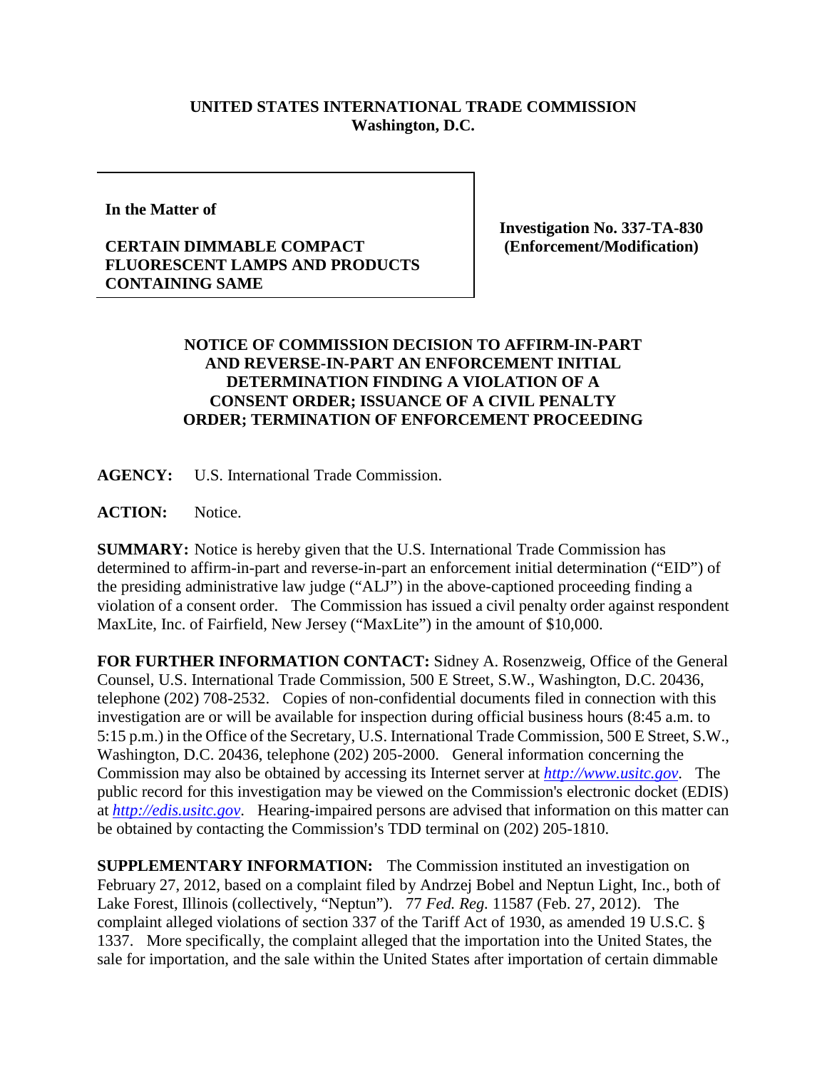**UNITED STATES INTERNATIONAL TRADE COMMISSION**
**Washington, D.C.**

| | |
|---|---|
| **In the Matter of**<br><br>**CERTAIN DIMMABLE COMPACT FLUORESCENT LAMPS AND PRODUCTS CONTAINING SAME** | **Investigation No. 337-TA-830 (Enforcement/Modification)** |

**NOTICE OF COMMISSION DECISION TO AFFIRM-IN-PART AND REVERSE-IN-PART AN ENFORCEMENT INITIAL DETERMINATION FINDING A VIOLATION OF A CONSENT ORDER; ISSUANCE OF A CIVIL PENALTY ORDER; TERMINATION OF ENFORCEMENT PROCEEDING**

**AGENCY:** U.S. International Trade Commission.

**ACTION:** Notice.

**SUMMARY:** Notice is hereby given that the U.S. International Trade Commission has determined to affirm-in-part and reverse-in-part an enforcement initial determination ("EID") of the presiding administrative law judge ("ALJ") in the above-captioned proceeding finding a violation of a consent order. The Commission has issued a civil penalty order against respondent MaxLite, Inc. of Fairfield, New Jersey ("MaxLite") in the amount of $10,000.

**FOR FURTHER INFORMATION CONTACT:** Sidney A. Rosenzweig, Office of the General Counsel, U.S. International Trade Commission, 500 E Street, S.W., Washington, D.C. 20436, telephone (202) 708-2532. Copies of non-confidential documents filed in connection with this investigation are or will be available for inspection during official business hours (8:45 a.m. to 5:15 p.m.) in the Office of the Secretary, U.S. International Trade Commission, 500 E Street, S.W., Washington, D.C. 20436, telephone (202) 205-2000. General information concerning the Commission may also be obtained by accessing its Internet server at *http://www.usitc.gov*. The public record for this investigation may be viewed on the Commission's electronic docket (EDIS) at *http://edis.usitc.gov*. Hearing-impaired persons are advised that information on this matter can be obtained by contacting the Commission's TDD terminal on (202) 205-1810.

**SUPPLEMENTARY INFORMATION:** The Commission instituted an investigation on February 27, 2012, based on a complaint filed by Andrzej Bobel and Neptun Light, Inc., both of Lake Forest, Illinois (collectively, "Neptun"). 77 *Fed. Reg.* 11587 (Feb. 27, 2012). The complaint alleged violations of section 337 of the Tariff Act of 1930, as amended 19 U.S.C. § 1337. More specifically, the complaint alleged that the importation into the United States, the sale for importation, and the sale within the United States after importation of certain dimmable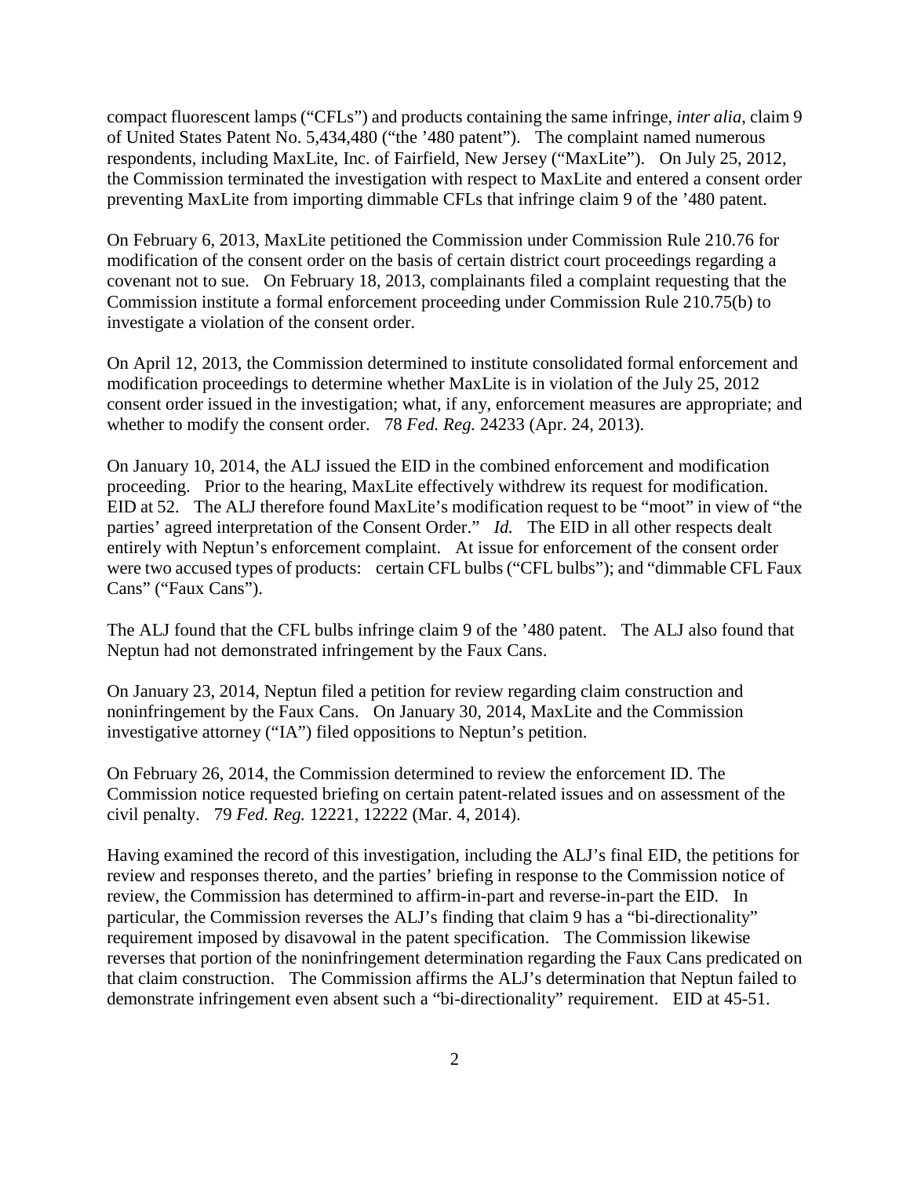compact fluorescent lamps ("CFLs") and products containing the same infringe, *inter alia*, claim 9 of United States Patent No. 5,434,480 ("the '480 patent"). The complaint named numerous respondents, including MaxLite, Inc. of Fairfield, New Jersey ("MaxLite"). On July 25, 2012, the Commission terminated the investigation with respect to MaxLite and entered a consent order preventing MaxLite from importing dimmable CFLs that infringe claim 9 of the '480 patent.

On February 6, 2013, MaxLite petitioned the Commission under Commission Rule 210.76 for modification of the consent order on the basis of certain district court proceedings regarding a covenant not to sue. On February 18, 2013, complainants filed a complaint requesting that the Commission institute a formal enforcement proceeding under Commission Rule 210.75(b) to investigate a violation of the consent order.

On April 12, 2013, the Commission determined to institute consolidated formal enforcement and modification proceedings to determine whether MaxLite is in violation of the July 25, 2012 consent order issued in the investigation; what, if any, enforcement measures are appropriate; and whether to modify the consent order. 78 *Fed. Reg.* 24233 (Apr. 24, 2013).

On January 10, 2014, the ALJ issued the EID in the combined enforcement and modification proceeding. Prior to the hearing, MaxLite effectively withdrew its request for modification. EID at 52. The ALJ therefore found MaxLite's modification request to be "moot" in view of "the parties' agreed interpretation of the Consent Order." *Id.* The EID in all other respects dealt entirely with Neptun's enforcement complaint. At issue for enforcement of the consent order were two accused types of products: certain CFL bulbs ("CFL bulbs"); and "dimmable CFL Faux Cans" ("Faux Cans").

The ALJ found that the CFL bulbs infringe claim 9 of the '480 patent. The ALJ also found that Neptun had not demonstrated infringement by the Faux Cans.

On January 23, 2014, Neptun filed a petition for review regarding claim construction and noninfringement by the Faux Cans. On January 30, 2014, MaxLite and the Commission investigative attorney ("IA") filed oppositions to Neptun's petition.

On February 26, 2014, the Commission determined to review the enforcement ID. The Commission notice requested briefing on certain patent-related issues and on assessment of the civil penalty. 79 *Fed. Reg.* 12221, 12222 (Mar. 4, 2014).

Having examined the record of this investigation, including the ALJ's final EID, the petitions for review and responses thereto, and the parties' briefing in response to the Commission notice of review, the Commission has determined to affirm-in-part and reverse-in-part the EID. In particular, the Commission reverses the ALJ's finding that claim 9 has a "bi-directionality" requirement imposed by disavowal in the patent specification. The Commission likewise reverses that portion of the noninfringement determination regarding the Faux Cans predicated on that claim construction. The Commission affirms the ALJ's determination that Neptun failed to demonstrate infringement even absent such a "bi-directionality" requirement. EID at 45-51.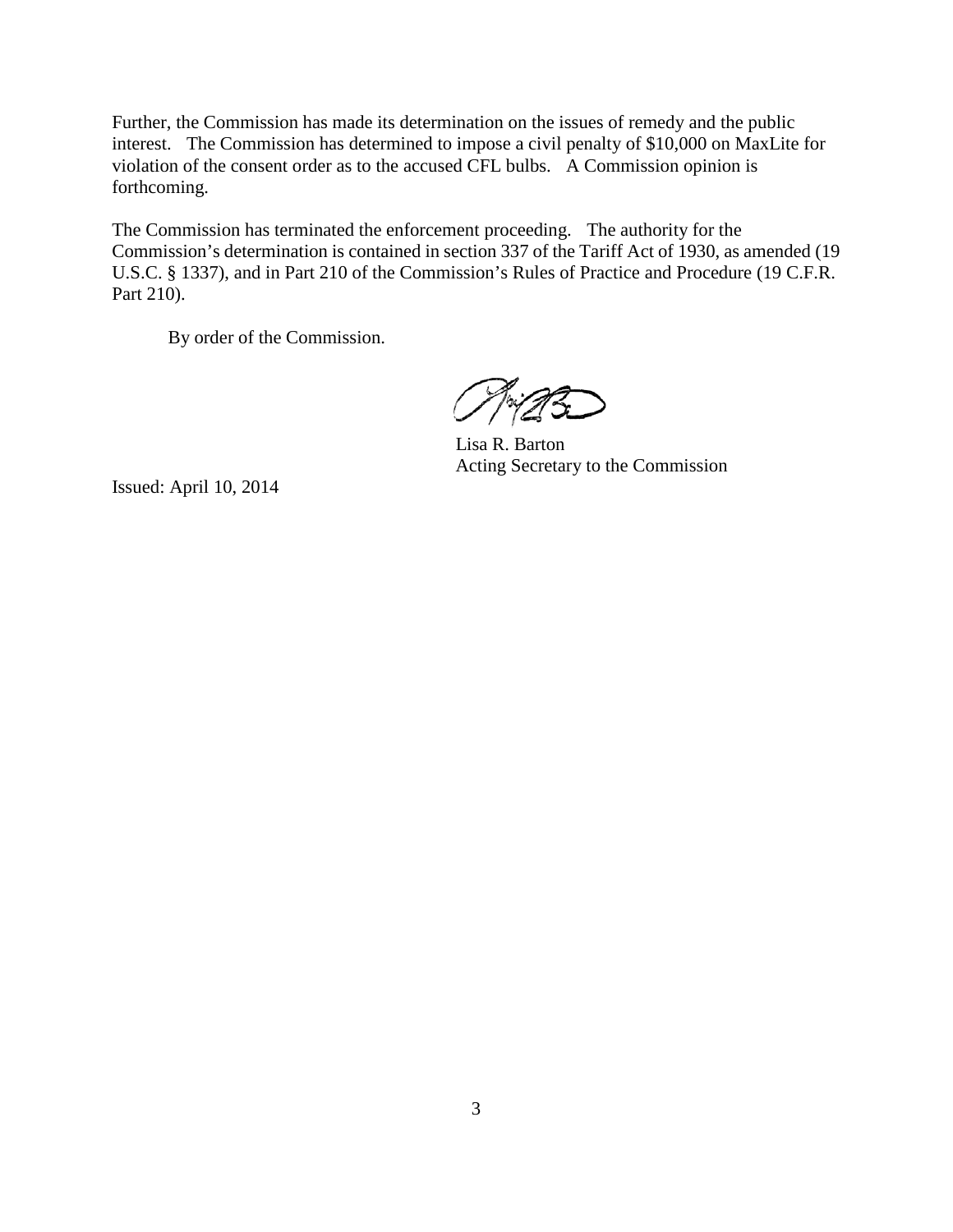Further, the Commission has made its determination on the issues of remedy and the public interest. The Commission has determined to impose a civil penalty of $10,000 on MaxLite for violation of the consent order as to the accused CFL bulbs. A Commission opinion is forthcoming.

The Commission has terminated the enforcement proceeding. The authority for the Commission's determination is contained in section 337 of the Tariff Act of 1930, as amended (19 U.S.C. § 1337), and in Part 210 of the Commission's Rules of Practice and Procedure (19 C.F.R. Part 210).

By order of the Commission.

Lisa R. Barton
Acting Secretary to the Commission

Issued: April 10, 2014